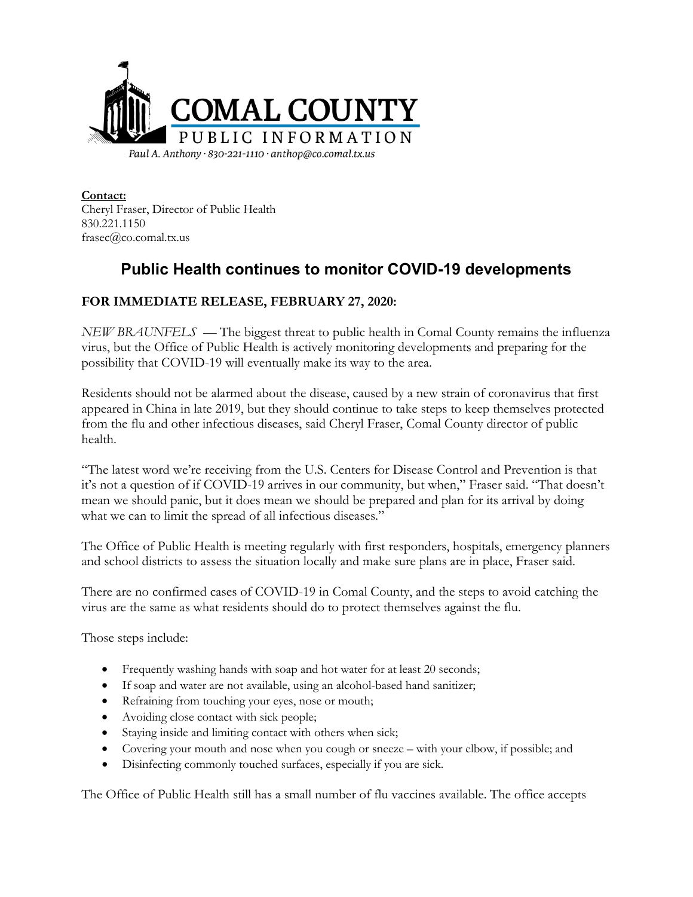# COMAL COUNTY

PUBLIC INFORMATION

*Paul A. Anthony · 830-221-1110 · anthop@co.comal.tx.us*

**Contact:**
Cheryl Fraser, Director of Public Health
830.221.1150
frasec@co.comal.tx.us

## Public Health continues to monitor COVID-19 developments

**FOR IMMEDIATE RELEASE, FEBRUARY 27, 2020:**

*NEW BRAUNFELS* — The biggest threat to public health in Comal County remains the influenza virus, but the Office of Public Health is actively monitoring developments and preparing for the possibility that COVID-19 will eventually make its way to the area.

Residents should not be alarmed about the disease, caused by a new strain of coronavirus that first appeared in China in late 2019, but they should continue to take steps to keep themselves protected from the flu and other infectious diseases, said Cheryl Fraser, Comal County director of public health.

"The latest word we're receiving from the U.S. Centers for Disease Control and Prevention is that it's not a question of if COVID-19 arrives in our community, but when," Fraser said. "That doesn't mean we should panic, but it does mean we should be prepared and plan for its arrival by doing what we can to limit the spread of all infectious diseases."

The Office of Public Health is meeting regularly with first responders, hospitals, emergency planners and school districts to assess the situation locally and make sure plans are in place, Fraser said.

There are no confirmed cases of COVID-19 in Comal County, and the steps to avoid catching the virus are the same as what residents should do to protect themselves against the flu.

Those steps include:

- Frequently washing hands with soap and hot water for at least 20 seconds;
- If soap and water are not available, using an alcohol-based hand sanitizer;
- Refraining from touching your eyes, nose or mouth;
- Avoiding close contact with sick people;
- Staying inside and limiting contact with others when sick;
- Covering your mouth and nose when you cough or sneeze – with your elbow, if possible; and
- Disinfecting commonly touched surfaces, especially if you are sick.

The Office of Public Health still has a small number of flu vaccines available. The office accepts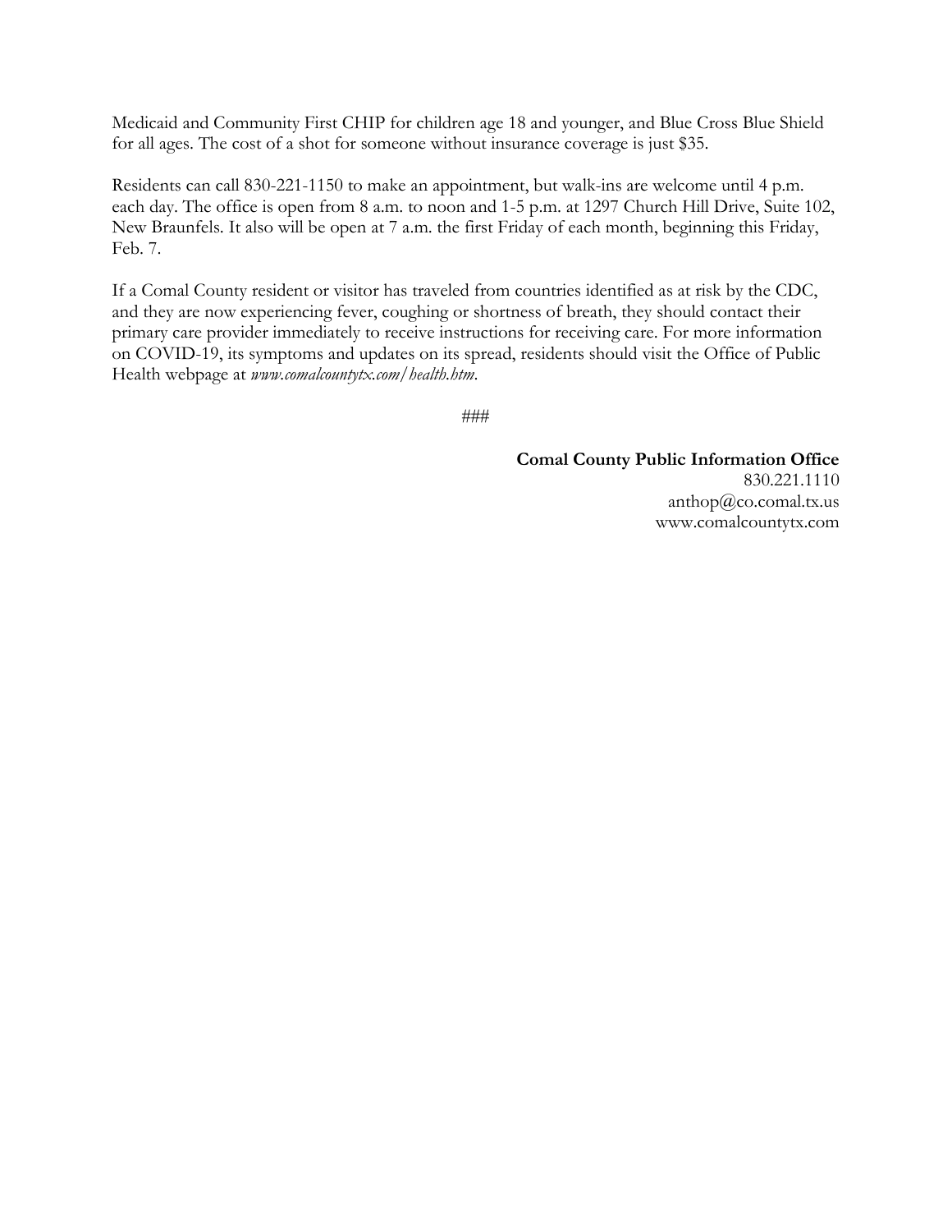Medicaid and Community First CHIP for children age 18 and younger, and Blue Cross Blue Shield for all ages. The cost of a shot for someone without insurance coverage is just $35.

Residents can call 830-221-1150 to make an appointment, but walk-ins are welcome until 4 p.m. each day. The office is open from 8 a.m. to noon and 1-5 p.m. at 1297 Church Hill Drive, Suite 102, New Braunfels. It also will be open at 7 a.m. the first Friday of each month, beginning this Friday, Feb. 7.

If a Comal County resident or visitor has traveled from countries identified as at risk by the CDC, and they are now experiencing fever, coughing or shortness of breath, they should contact their primary care provider immediately to receive instructions for receiving care. For more information on COVID-19, its symptoms and updates on its spread, residents should visit the Office of Public Health webpage at *www.comalcountytx.com/health.htm*.

###

**Comal County Public Information Office**
830.221.1110
anthop@co.comal.tx.us
www.comalcountytx.com